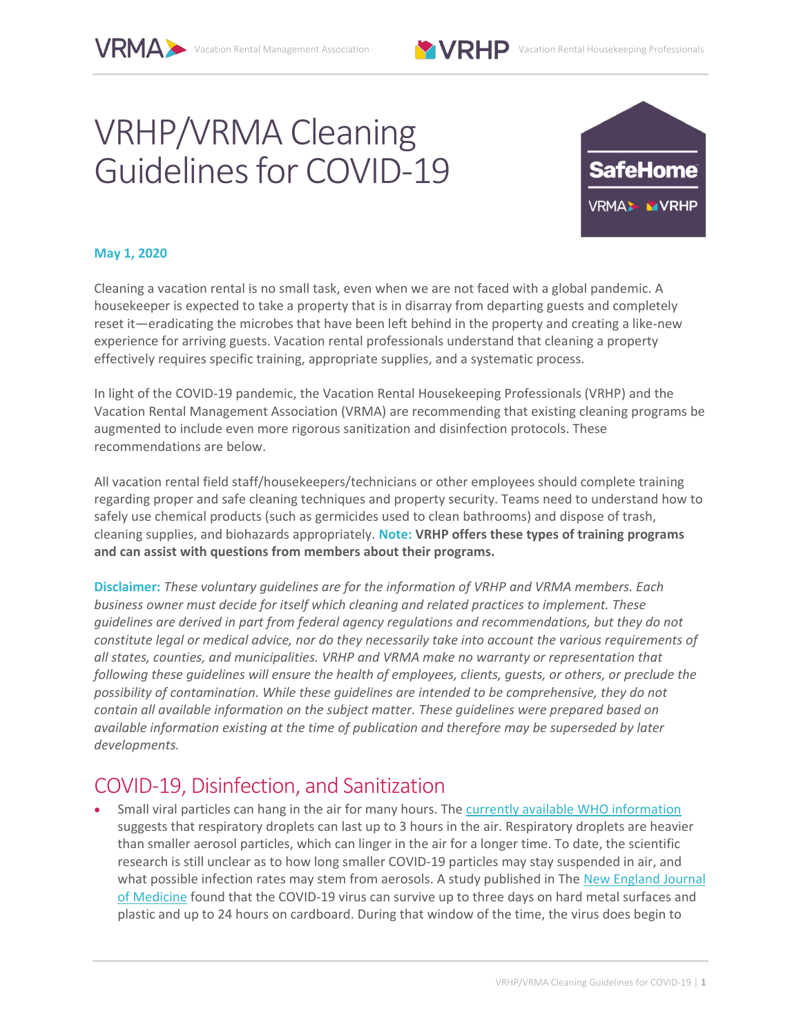# VRHP/VRMA Cleaning Guidelines for COVID-19

**May 1, 2020**

Cleaning a vacation rental is no small task, even when we are not faced with a global pandemic. A housekeeper is expected to take a property that is in disarray from departing guests and completely reset it—eradicating the microbes that have been left behind in the property and creating a like-new experience for arriving guests. Vacation rental professionals understand that cleaning a property effectively requires specific training, appropriate supplies, and a systematic process.

In light of the COVID-19 pandemic, the Vacation Rental Housekeeping Professionals (VRHP) and the Vacation Rental Management Association (VRMA) are recommending that existing cleaning programs be augmented to include even more rigorous sanitization and disinfection protocols. These recommendations are below.

All vacation rental field staff/housekeepers/technicians or other employees should complete training regarding proper and safe cleaning techniques and property security. Teams need to understand how to safely use chemical products (such as germicides used to clean bathrooms) and dispose of trash, cleaning supplies, and biohazards appropriately. **Note: VRHP offers these types of training programs and can assist with questions from members about their programs.**

**Disclaimer:** *These voluntary guidelines are for the information of VRHP and VRMA members. Each business owner must decide for itself which cleaning and related practices to implement. These guidelines are derived in part from federal agency regulations and recommendations, but they do not constitute legal or medical advice, nor do they necessarily take into account the various requirements of all states, counties, and municipalities. VRHP and VRMA make no warranty or representation that following these guidelines will ensure the health of employees, clients, guests, or others, or preclude the possibility of contamination. While these guidelines are intended to be comprehensive, they do not contain all available information on the subject matter. These guidelines were prepared based on available information existing at the time of publication and therefore may be superseded by later developments.*

## COVID-19, Disinfection, and Sanitization

- Small viral particles can hang in the air for many hours. The currently available WHO information suggests that respiratory droplets can last up to 3 hours in the air. Respiratory droplets are heavier than smaller aerosol particles, which can linger in the air for a longer time. To date, the scientific research is still unclear as to how long smaller COVID-19 particles may stay suspended in air, and what possible infection rates may stem from aerosols. A study published in The New England Journal of Medicine found that the COVID-19 virus can survive up to three days on hard metal surfaces and plastic and up to 24 hours on cardboard. During that window of the time, the virus does begin to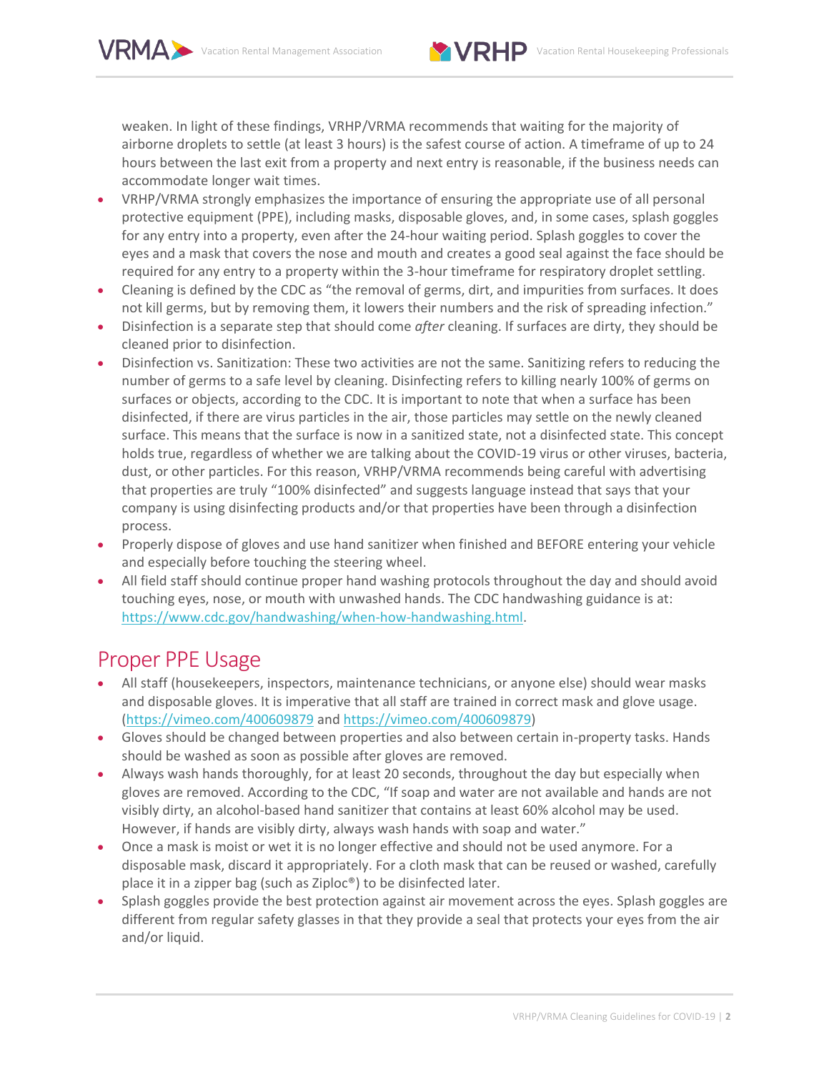weaken. In light of these findings, VRHP/VRMA recommends that waiting for the majority of airborne droplets to settle (at least 3 hours) is the safest course of action. A timeframe of up to 24 hours between the last exit from a property and next entry is reasonable, if the business needs can accommodate longer wait times.

- VRHP/VRMA strongly emphasizes the importance of ensuring the appropriate use of all personal protective equipment (PPE), including masks, disposable gloves, and, in some cases, splash goggles for any entry into a property, even after the 24-hour waiting period. Splash goggles to cover the eyes and a mask that covers the nose and mouth and creates a good seal against the face should be required for any entry to a property within the 3-hour timeframe for respiratory droplet settling.
- Cleaning is defined by the CDC as "the removal of germs, dirt, and impurities from surfaces. It does not kill germs, but by removing them, it lowers their numbers and the risk of spreading infection."
- Disinfection is a separate step that should come *after* cleaning. If surfaces are dirty, they should be cleaned prior to disinfection.
- Disinfection vs. Sanitization: These two activities are not the same. Sanitizing refers to reducing the number of germs to a safe level by cleaning. Disinfecting refers to killing nearly 100% of germs on surfaces or objects, according to the CDC. It is important to note that when a surface has been disinfected, if there are virus particles in the air, those particles may settle on the newly cleaned surface. This means that the surface is now in a sanitized state, not a disinfected state. This concept holds true, regardless of whether we are talking about the COVID-19 virus or other viruses, bacteria, dust, or other particles. For this reason, VRHP/VRMA recommends being careful with advertising that properties are truly "100% disinfected" and suggests language instead that says that your company is using disinfecting products and/or that properties have been through a disinfection process.
- Properly dispose of gloves and use hand sanitizer when finished and BEFORE entering your vehicle and especially before touching the steering wheel.
- All field staff should continue proper hand washing protocols throughout the day and should avoid touching eyes, nose, or mouth with unwashed hands. The CDC handwashing guidance is at: https://www.cdc.gov/handwashing/when-how-handwashing.html.

## Proper PPE Usage

- All staff (housekeepers, inspectors, maintenance technicians, or anyone else) should wear masks and disposable gloves. It is imperative that all staff are trained in correct mask and glove usage. (https://vimeo.com/400609879 and https://vimeo.com/400609879)
- Gloves should be changed between properties and also between certain in-property tasks. Hands should be washed as soon as possible after gloves are removed.
- Always wash hands thoroughly, for at least 20 seconds, throughout the day but especially when gloves are removed. According to the CDC, "If soap and water are not available and hands are not visibly dirty, an alcohol-based hand sanitizer that contains at least 60% alcohol may be used. However, if hands are visibly dirty, always wash hands with soap and water."
- Once a mask is moist or wet it is no longer effective and should not be used anymore. For a disposable mask, discard it appropriately. For a cloth mask that can be reused or washed, carefully place it in a zipper bag (such as Ziploc®) to be disinfected later.
- Splash goggles provide the best protection against air movement across the eyes. Splash goggles are different from regular safety glasses in that they provide a seal that protects your eyes from the air and/or liquid.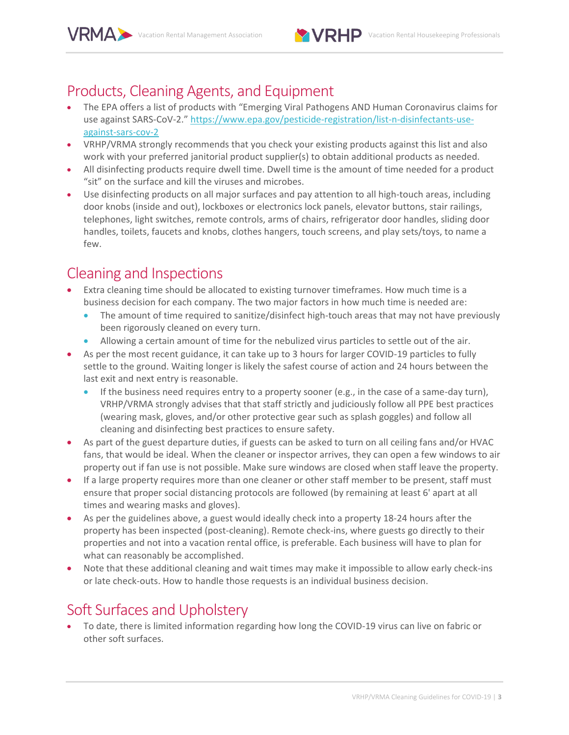## Products, Cleaning Agents, and Equipment

- The EPA offers a list of products with "Emerging Viral Pathogens AND Human Coronavirus claims for use against SARS-CoV-2." https://www.epa.gov/pesticide-registration/list-n-disinfectants-use-against-sars-cov-2
- VRHP/VRMA strongly recommends that you check your existing products against this list and also work with your preferred janitorial product supplier(s) to obtain additional products as needed.
- All disinfecting products require dwell time. Dwell time is the amount of time needed for a product "sit" on the surface and kill the viruses and microbes.
- Use disinfecting products on all major surfaces and pay attention to all high-touch areas, including door knobs (inside and out), lockboxes or electronics lock panels, elevator buttons, stair railings, telephones, light switches, remote controls, arms of chairs, refrigerator door handles, sliding door handles, toilets, faucets and knobs, clothes hangers, touch screens, and play sets/toys, to name a few.

## Cleaning and Inspections

- Extra cleaning time should be allocated to existing turnover timeframes. How much time is a business decision for each company. The two major factors in how much time is needed are:
  - The amount of time required to sanitize/disinfect high-touch areas that may not have previously been rigorously cleaned on every turn.
  - Allowing a certain amount of time for the nebulized virus particles to settle out of the air.
- As per the most recent guidance, it can take up to 3 hours for larger COVID-19 particles to fully settle to the ground. Waiting longer is likely the safest course of action and 24 hours between the last exit and next entry is reasonable.
  - If the business need requires entry to a property sooner (e.g., in the case of a same-day turn), VRHP/VRMA strongly advises that that staff strictly and judiciously follow all PPE best practices (wearing mask, gloves, and/or other protective gear such as splash goggles) and follow all cleaning and disinfecting best practices to ensure safety.
- As part of the guest departure duties, if guests can be asked to turn on all ceiling fans and/or HVAC fans, that would be ideal. When the cleaner or inspector arrives, they can open a few windows to air property out if fan use is not possible. Make sure windows are closed when staff leave the property.
- If a large property requires more than one cleaner or other staff member to be present, staff must ensure that proper social distancing protocols are followed (by remaining at least 6' apart at all times and wearing masks and gloves).
- As per the guidelines above, a guest would ideally check into a property 18-24 hours after the property has been inspected (post-cleaning). Remote check-ins, where guests go directly to their properties and not into a vacation rental office, is preferable. Each business will have to plan for what can reasonably be accomplished.
- Note that these additional cleaning and wait times may make it impossible to allow early check-ins or late check-outs. How to handle those requests is an individual business decision.

## Soft Surfaces and Upholstery

- To date, there is limited information regarding how long the COVID-19 virus can live on fabric or other soft surfaces.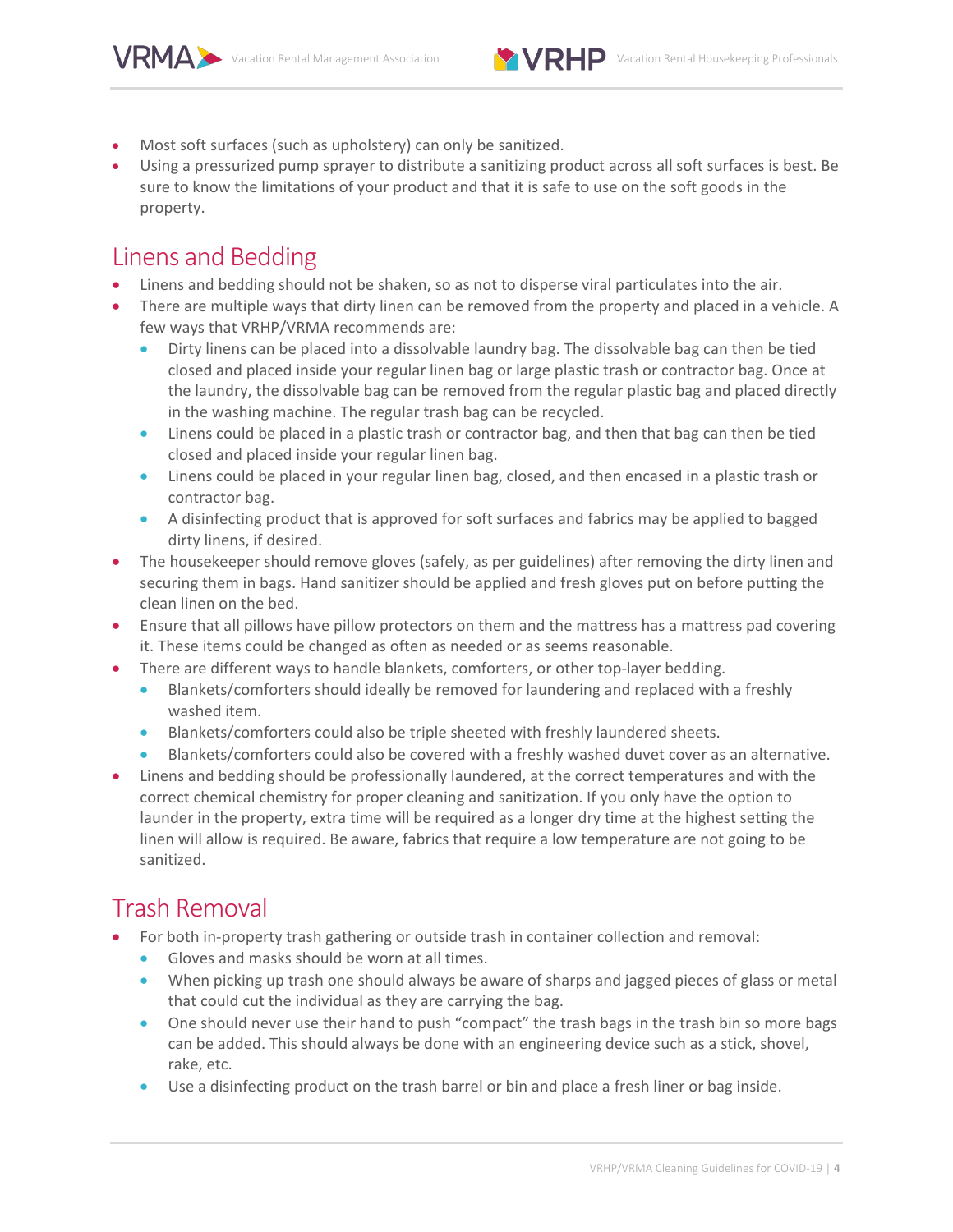- Most soft surfaces (such as upholstery) can only be sanitized.
- Using a pressurized pump sprayer to distribute a sanitizing product across all soft surfaces is best. Be sure to know the limitations of your product and that it is safe to use on the soft goods in the property.

## Linens and Bedding

- Linens and bedding should not be shaken, so as not to disperse viral particulates into the air.
- There are multiple ways that dirty linen can be removed from the property and placed in a vehicle. A few ways that VRHP/VRMA recommends are:
  - Dirty linens can be placed into a dissolvable laundry bag. The dissolvable bag can then be tied closed and placed inside your regular linen bag or large plastic trash or contractor bag. Once at the laundry, the dissolvable bag can be removed from the regular plastic bag and placed directly in the washing machine. The regular trash bag can be recycled.
  - Linens could be placed in a plastic trash or contractor bag, and then that bag can then be tied closed and placed inside your regular linen bag.
  - Linens could be placed in your regular linen bag, closed, and then encased in a plastic trash or contractor bag.
  - A disinfecting product that is approved for soft surfaces and fabrics may be applied to bagged dirty linens, if desired.
- The housekeeper should remove gloves (safely, as per guidelines) after removing the dirty linen and securing them in bags. Hand sanitizer should be applied and fresh gloves put on before putting the clean linen on the bed.
- Ensure that all pillows have pillow protectors on them and the mattress has a mattress pad covering it. These items could be changed as often as needed or as seems reasonable.
- There are different ways to handle blankets, comforters, or other top-layer bedding.
  - Blankets/comforters should ideally be removed for laundering and replaced with a freshly washed item.
  - Blankets/comforters could also be triple sheeted with freshly laundered sheets.
  - Blankets/comforters could also be covered with a freshly washed duvet cover as an alternative.
- Linens and bedding should be professionally laundered, at the correct temperatures and with the correct chemical chemistry for proper cleaning and sanitization. If you only have the option to launder in the property, extra time will be required as a longer dry time at the highest setting the linen will allow is required. Be aware, fabrics that require a low temperature are not going to be sanitized.

## Trash Removal

- For both in-property trash gathering or outside trash in container collection and removal:
  - Gloves and masks should be worn at all times.
  - When picking up trash one should always be aware of sharps and jagged pieces of glass or metal that could cut the individual as they are carrying the bag.
  - One should never use their hand to push "compact" the trash bags in the trash bin so more bags can be added. This should always be done with an engineering device such as a stick, shovel, rake, etc.
  - Use a disinfecting product on the trash barrel or bin and place a fresh liner or bag inside.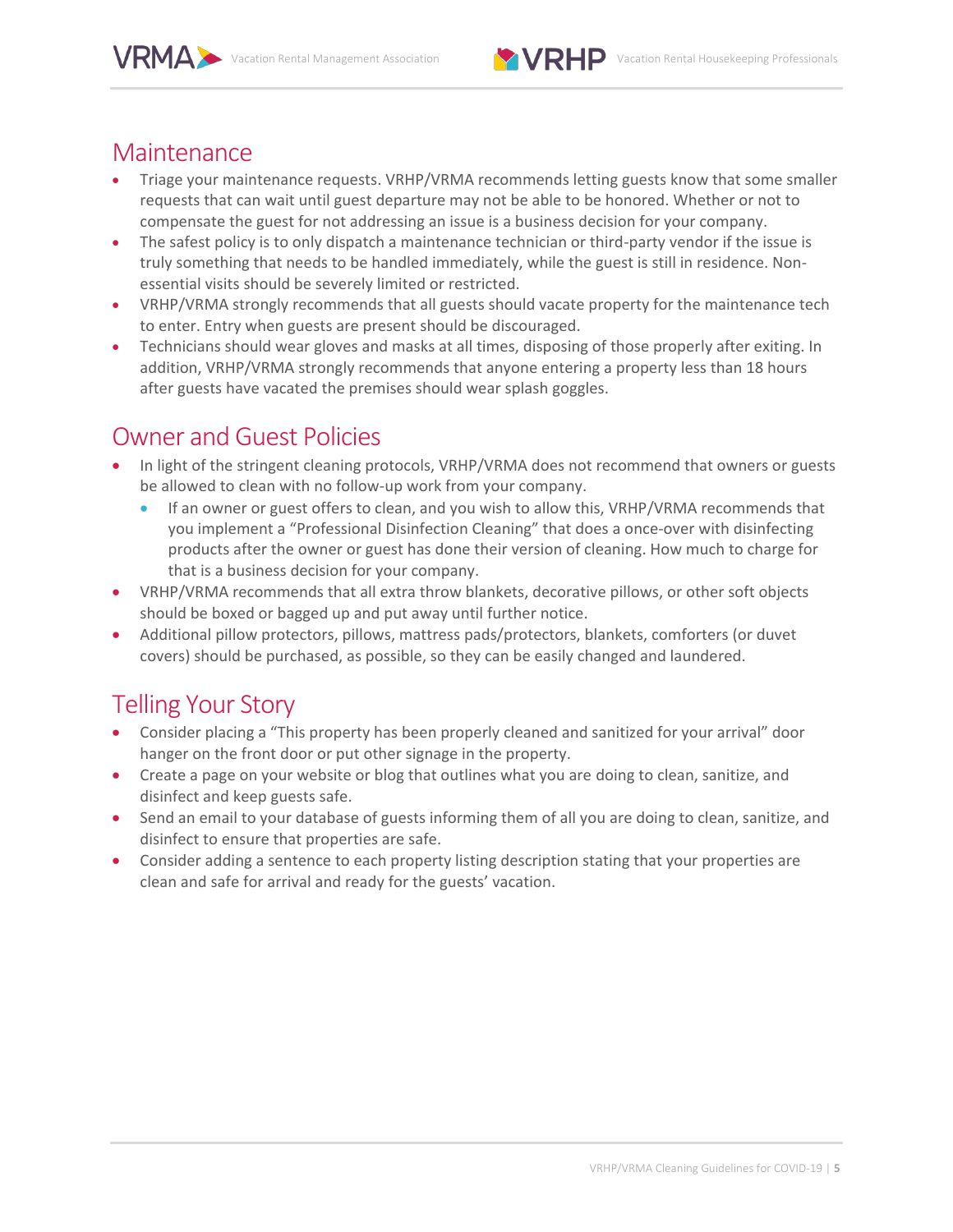## Maintenance

- Triage your maintenance requests. VRHP/VRMA recommends letting guests know that some smaller requests that can wait until guest departure may not be able to be honored. Whether or not to compensate the guest for not addressing an issue is a business decision for your company.
- The safest policy is to only dispatch a maintenance technician or third-party vendor if the issue is truly something that needs to be handled immediately, while the guest is still in residence. Non-essential visits should be severely limited or restricted.
- VRHP/VRMA strongly recommends that all guests should vacate property for the maintenance tech to enter. Entry when guests are present should be discouraged.
- Technicians should wear gloves and masks at all times, disposing of those properly after exiting. In addition, VRHP/VRMA strongly recommends that anyone entering a property less than 18 hours after guests have vacated the premises should wear splash goggles.

## Owner and Guest Policies

- In light of the stringent cleaning protocols, VRHP/VRMA does not recommend that owners or guests be allowed to clean with no follow-up work from your company.
  - If an owner or guest offers to clean, and you wish to allow this, VRHP/VRMA recommends that you implement a "Professional Disinfection Cleaning" that does a once-over with disinfecting products after the owner or guest has done their version of cleaning. How much to charge for that is a business decision for your company.
- VRHP/VRMA recommends that all extra throw blankets, decorative pillows, or other soft objects should be boxed or bagged up and put away until further notice.
- Additional pillow protectors, pillows, mattress pads/protectors, blankets, comforters (or duvet covers) should be purchased, as possible, so they can be easily changed and laundered.

## Telling Your Story

- Consider placing a "This property has been properly cleaned and sanitized for your arrival" door hanger on the front door or put other signage in the property.
- Create a page on your website or blog that outlines what you are doing to clean, sanitize, and disinfect and keep guests safe.
- Send an email to your database of guests informing them of all you are doing to clean, sanitize, and disinfect to ensure that properties are safe.
- Consider adding a sentence to each property listing description stating that your properties are clean and safe for arrival and ready for the guests' vacation.